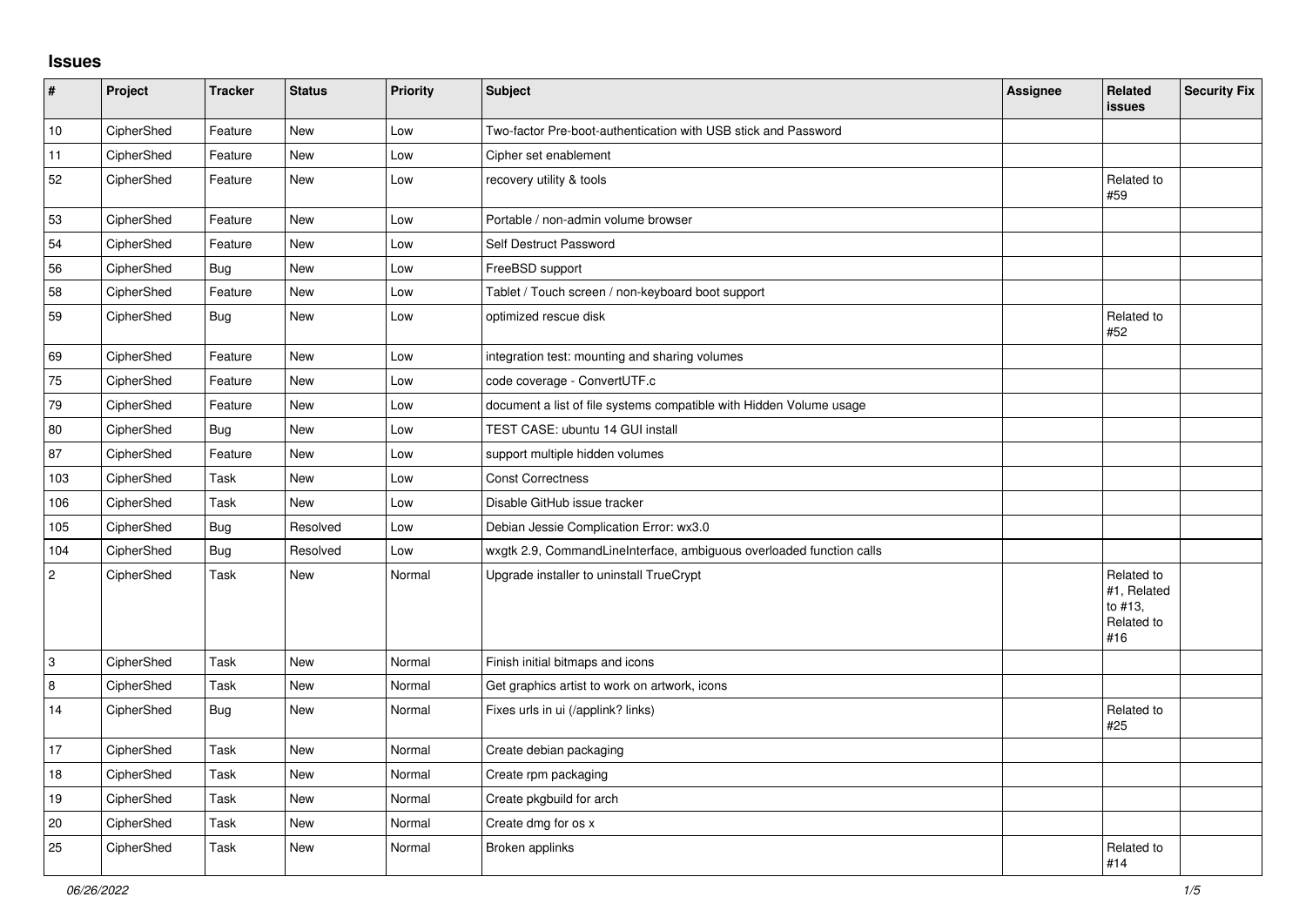## Issues

| # | Project | Tracker | Status | Priority | Subject | Assignee | Related issues | Security Fix |
|---|---|---|---|---|---|---|---|---|
| 10 | CipherShed | Feature | New | Low | Two-factor Pre-boot-authentication with USB stick and Password | | | |
| 11 | CipherShed | Feature | New | Low | Cipher set enablement | | | |
| 52 | CipherShed | Feature | New | Low | recovery utility & tools | | Related to #59 | |
| 53 | CipherShed | Feature | New | Low | Portable / non-admin volume browser | | | |
| 54 | CipherShed | Feature | New | Low | Self Destruct Password | | | |
| 56 | CipherShed | Bug | New | Low | FreeBSD support | | | |
| 58 | CipherShed | Feature | New | Low | Tablet / Touch screen / non-keyboard boot support | | | |
| 59 | CipherShed | Bug | New | Low | optimized rescue disk | | Related to #52 | |
| 69 | CipherShed | Feature | New | Low | integration test: mounting and sharing volumes | | | |
| 75 | CipherShed | Feature | New | Low | code coverage - ConvertUTF.c | | | |
| 79 | CipherShed | Feature | New | Low | document a list of file systems compatible with Hidden Volume usage | | | |
| 80 | CipherShed | Bug | New | Low | TEST CASE: ubuntu 14 GUI install | | | |
| 87 | CipherShed | Feature | New | Low | support multiple hidden volumes | | | |
| 103 | CipherShed | Task | New | Low | Const Correctness | | | |
| 106 | CipherShed | Task | New | Low | Disable GitHub issue tracker | | | |
| 105 | CipherShed | Bug | Resolved | Low | Debian Jessie Complication Error: wx3.0 | | | |
| 104 | CipherShed | Bug | Resolved | Low | wxgtk 2.9, CommandLineInterface, ambiguous overloaded function calls | | | |
| 2 | CipherShed | Task | New | Normal | Upgrade installer to uninstall TrueCrypt | | Related to #1, Related to #13, Related to #16 | |
| 3 | CipherShed | Task | New | Normal | Finish initial bitmaps and icons | | | |
| 8 | CipherShed | Task | New | Normal | Get graphics artist to work on artwork, icons | | | |
| 14 | CipherShed | Bug | New | Normal | Fixes urls in ui (/applink? links) | | Related to #25 | |
| 17 | CipherShed | Task | New | Normal | Create debian packaging | | | |
| 18 | CipherShed | Task | New | Normal | Create rpm packaging | | | |
| 19 | CipherShed | Task | New | Normal | Create pkgbuild for arch | | | |
| 20 | CipherShed | Task | New | Normal | Create dmg for os x | | | |
| 25 | CipherShed | Task | New | Normal | Broken applinks | | Related to #14 | |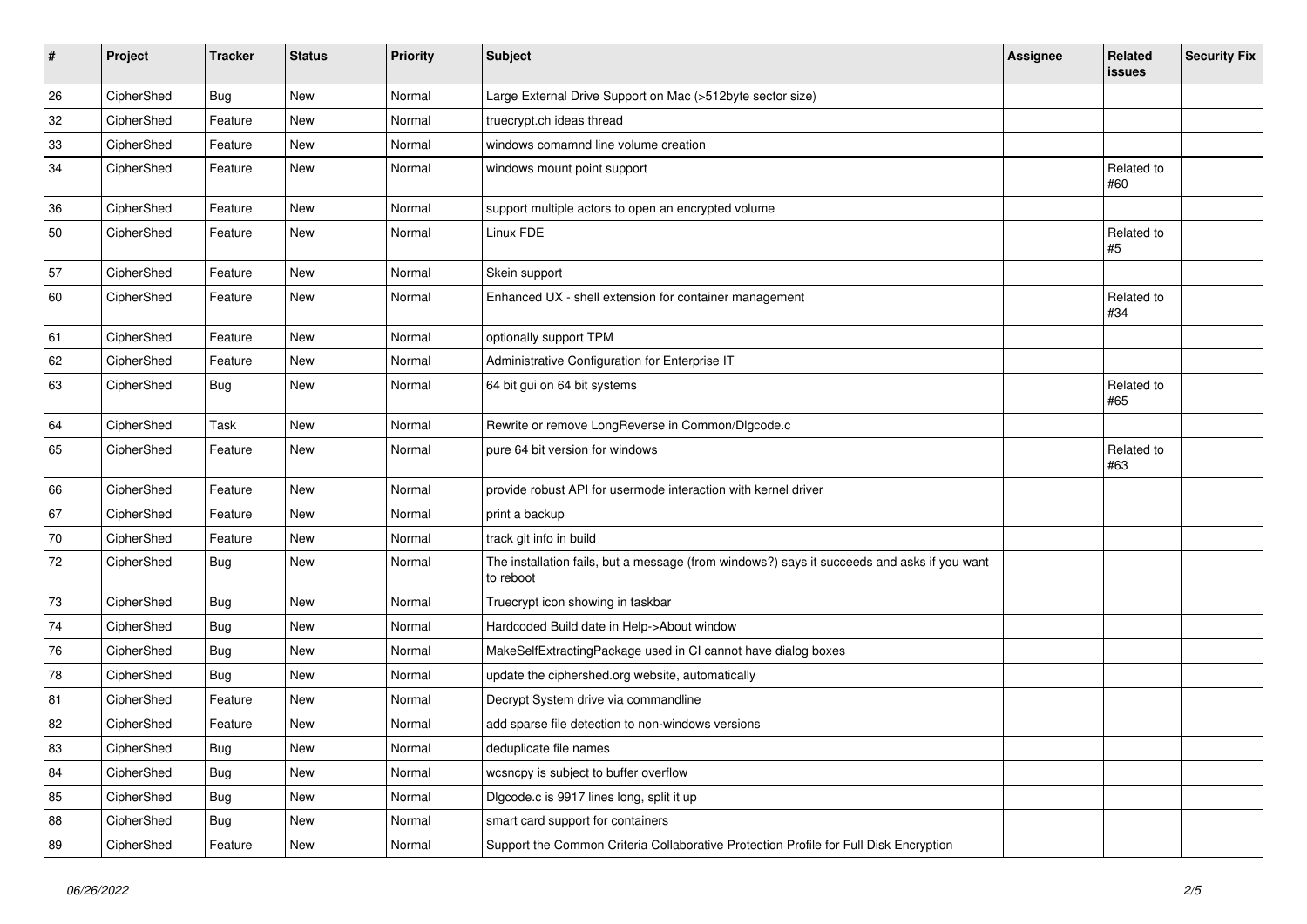| # | Project | Tracker | Status | Priority | Subject | Assignee | Related issues | Security Fix |
|---|---|---|---|---|---|---|---|---|
| 26 | CipherShed | Bug | New | Normal | Large External Drive Support on Mac (>512byte sector size) | | | |
| 32 | CipherShed | Feature | New | Normal | truecrypt.ch ideas thread | | | |
| 33 | CipherShed | Feature | New | Normal | windows comamnd line volume creation | | | |
| 34 | CipherShed | Feature | New | Normal | windows mount point support | | Related to #60 | |
| 36 | CipherShed | Feature | New | Normal | support multiple actors to open an encrypted volume | | | |
| 50 | CipherShed | Feature | New | Normal | Linux FDE | | Related to #5 | |
| 57 | CipherShed | Feature | New | Normal | Skein support | | | |
| 60 | CipherShed | Feature | New | Normal | Enhanced UX - shell extension for container management | | Related to #34 | |
| 61 | CipherShed | Feature | New | Normal | optionally support TPM | | | |
| 62 | CipherShed | Feature | New | Normal | Administrative Configuration for Enterprise IT | | | |
| 63 | CipherShed | Bug | New | Normal | 64 bit gui on 64 bit systems | | Related to #65 | |
| 64 | CipherShed | Task | New | Normal | Rewrite or remove LongReverse in Common/Dlgcode.c | | | |
| 65 | CipherShed | Feature | New | Normal | pure 64 bit version for windows | | Related to #63 | |
| 66 | CipherShed | Feature | New | Normal | provide robust API for usermode interaction with kernel driver | | | |
| 67 | CipherShed | Feature | New | Normal | print a backup | | | |
| 70 | CipherShed | Feature | New | Normal | track git info in build | | | |
| 72 | CipherShed | Bug | New | Normal | The installation fails, but a message (from windows?) says it succeeds and asks if you want to reboot | | | |
| 73 | CipherShed | Bug | New | Normal | Truecrypt icon showing in taskbar | | | |
| 74 | CipherShed | Bug | New | Normal | Hardcoded Build date in Help->About window | | | |
| 76 | CipherShed | Bug | New | Normal | MakeSelfExtractingPackage used in CI cannot have dialog boxes | | | |
| 78 | CipherShed | Bug | New | Normal | update the ciphershed.org website, automatically | | | |
| 81 | CipherShed | Feature | New | Normal | Decrypt System drive via commandline | | | |
| 82 | CipherShed | Feature | New | Normal | add sparse file detection to non-windows versions | | | |
| 83 | CipherShed | Bug | New | Normal | deduplicate file names | | | |
| 84 | CipherShed | Bug | New | Normal | wcsncpy is subject to buffer overflow | | | |
| 85 | CipherShed | Bug | New | Normal | Dlgcode.c is 9917 lines long, split it up | | | |
| 88 | CipherShed | Bug | New | Normal | smart card support for containers | | | |
| 89 | CipherShed | Feature | New | Normal | Support the Common Criteria Collaborative Protection Profile for Full Disk Encryption | | | |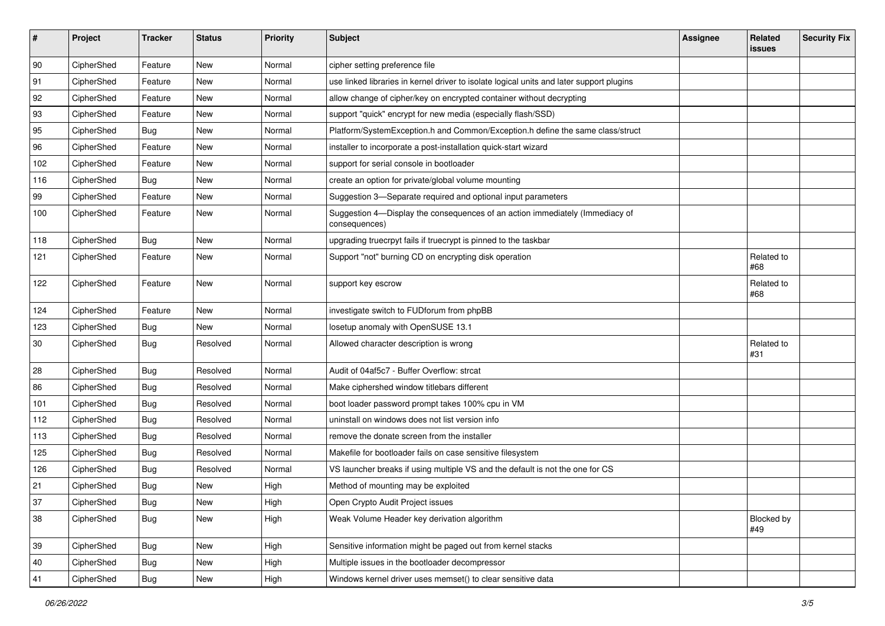| # | Project | Tracker | Status | Priority | Subject | Assignee | Related issues | Security Fix |
|---|---|---|---|---|---|---|---|---|
| 90 | CipherShed | Feature | New | Normal | cipher setting preference file | | | |
| 91 | CipherShed | Feature | New | Normal | use linked libraries in kernel driver to isolate logical units and later support plugins | | | |
| 92 | CipherShed | Feature | New | Normal | allow change of cipher/key on encrypted container without decrypting | | | |
| 93 | CipherShed | Feature | New | Normal | support "quick" encrypt for new media (especially flash/SSD) | | | |
| 95 | CipherShed | Bug | New | Normal | Platform/SystemException.h and Common/Exception.h define the same class/struct | | | |
| 96 | CipherShed | Feature | New | Normal | installer to incorporate a post-installation quick-start wizard | | | |
| 102 | CipherShed | Feature | New | Normal | support for serial console in bootloader | | | |
| 116 | CipherShed | Bug | New | Normal | create an option for private/global volume mounting | | | |
| 99 | CipherShed | Feature | New | Normal | Suggestion 3—Separate required and optional input parameters | | | |
| 100 | CipherShed | Feature | New | Normal | Suggestion 4—Display the consequences of an action immediately (Immediacy of consequences) | | | |
| 118 | CipherShed | Bug | New | Normal | upgrading truecrpyt fails if truecrypt is pinned to the taskbar | | | |
| 121 | CipherShed | Feature | New | Normal | Support "not" burning CD on encrypting disk operation | | Related to #68 | |
| 122 | CipherShed | Feature | New | Normal | support key escrow | | Related to #68 | |
| 124 | CipherShed | Feature | New | Normal | investigate switch to FUDforum from phpBB | | | |
| 123 | CipherShed | Bug | New | Normal | losetup anomaly with OpenSUSE 13.1 | | | |
| 30 | CipherShed | Bug | Resolved | Normal | Allowed character description is wrong | | Related to #31 | |
| 28 | CipherShed | Bug | Resolved | Normal | Audit of 04af5c7 - Buffer Overflow: strcat | | | |
| 86 | CipherShed | Bug | Resolved | Normal | Make ciphershed window titlebars different | | | |
| 101 | CipherShed | Bug | Resolved | Normal | boot loader password prompt takes 100% cpu in VM | | | |
| 112 | CipherShed | Bug | Resolved | Normal | uninstall on windows does not list version info | | | |
| 113 | CipherShed | Bug | Resolved | Normal | remove the donate screen from the installer | | | |
| 125 | CipherShed | Bug | Resolved | Normal | Makefile for bootloader fails on case sensitive filesystem | | | |
| 126 | CipherShed | Bug | Resolved | Normal | VS launcher breaks if using multiple VS and the default is not the one for CS | | | |
| 21 | CipherShed | Bug | New | High | Method of mounting may be exploited | | | |
| 37 | CipherShed | Bug | New | High | Open Crypto Audit Project issues | | | |
| 38 | CipherShed | Bug | New | High | Weak Volume Header key derivation algorithm | | Blocked by #49 | |
| 39 | CipherShed | Bug | New | High | Sensitive information might be paged out from kernel stacks | | | |
| 40 | CipherShed | Bug | New | High | Multiple issues in the bootloader decompressor | | | |
| 41 | CipherShed | Bug | New | High | Windows kernel driver uses memset() to clear sensitive data | | | |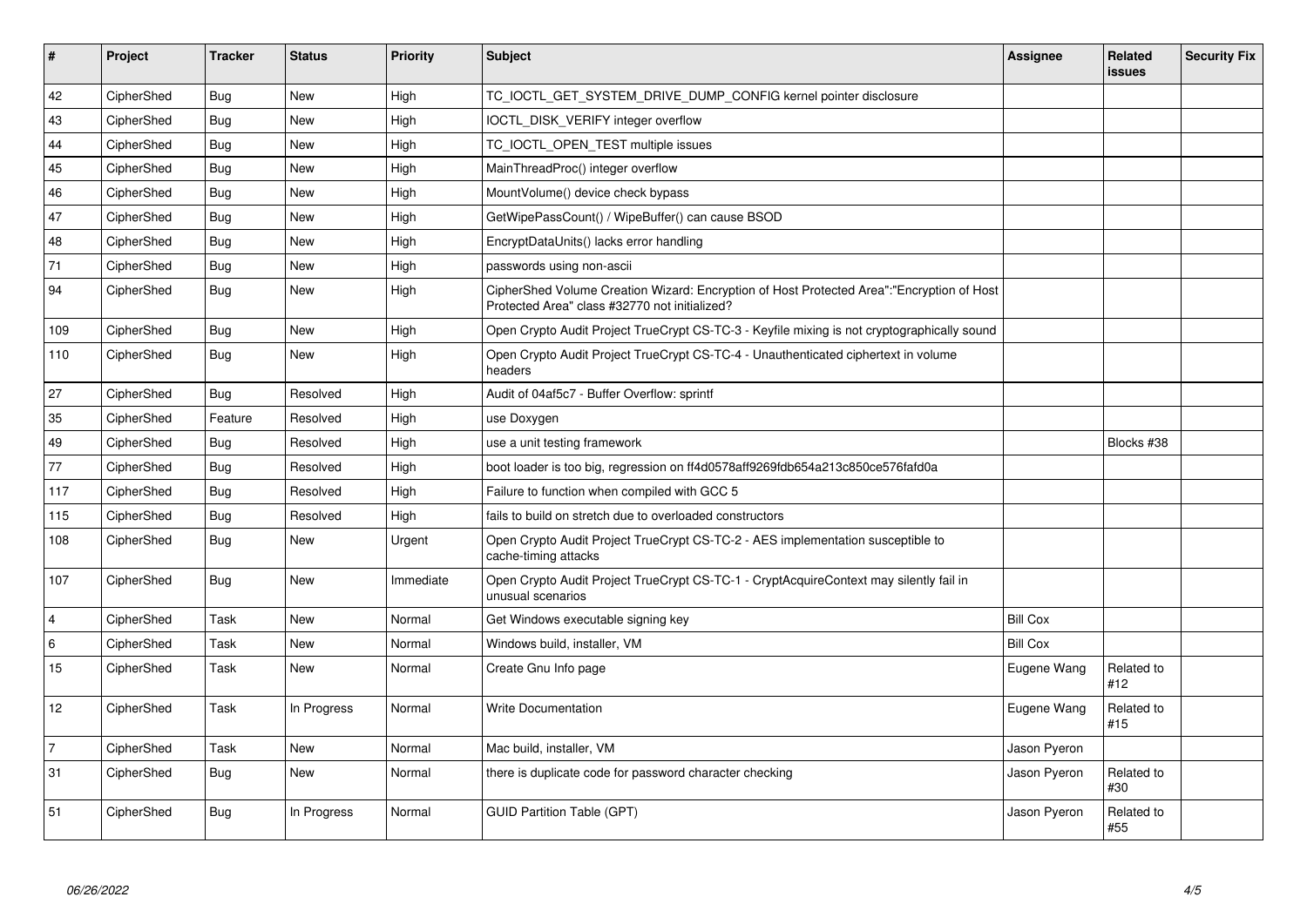| # | Project | Tracker | Status | Priority | Subject | Assignee | Related issues | Security Fix |
|---|---|---|---|---|---|---|---|---|
| 42 | CipherShed | Bug | New | High | TC_IOCTL_GET_SYSTEM_DRIVE_DUMP_CONFIG kernel pointer disclosure | | | |
| 43 | CipherShed | Bug | New | High | IOCTL_DISK_VERIFY integer overflow | | | |
| 44 | CipherShed | Bug | New | High | TC_IOCTL_OPEN_TEST multiple issues | | | |
| 45 | CipherShed | Bug | New | High | MainThreadProc() integer overflow | | | |
| 46 | CipherShed | Bug | New | High | MountVolume() device check bypass | | | |
| 47 | CipherShed | Bug | New | High | GetWipePassCount() / WipeBuffer() can cause BSOD | | | |
| 48 | CipherShed | Bug | New | High | EncryptDataUnits() lacks error handling | | | |
| 71 | CipherShed | Bug | New | High | passwords using non-ascii | | | |
| 94 | CipherShed | Bug | New | High | CipherShed Volume Creation Wizard: Encryption of Host Protected Area":"Encryption of Host Protected Area" class #32770 not initialized? | | | |
| 109 | CipherShed | Bug | New | High | Open Crypto Audit Project TrueCrypt CS-TC-3 - Keyfile mixing is not cryptographically sound | | | |
| 110 | CipherShed | Bug | New | High | Open Crypto Audit Project TrueCrypt CS-TC-4 - Unauthenticated ciphertext in volume headers | | | |
| 27 | CipherShed | Bug | Resolved | High | Audit of 04af5c7 - Buffer Overflow: sprintf | | | |
| 35 | CipherShed | Feature | Resolved | High | use Doxygen | | | |
| 49 | CipherShed | Bug | Resolved | High | use a unit testing framework | | Blocks #38 | |
| 77 | CipherShed | Bug | Resolved | High | boot loader is too big, regression on ff4d0578aff9269fdb654a213c850ce576fafd0a | | | |
| 117 | CipherShed | Bug | Resolved | High | Failure to function when compiled with GCC 5 | | | |
| 115 | CipherShed | Bug | Resolved | High | fails to build on stretch due to overloaded constructors | | | |
| 108 | CipherShed | Bug | New | Urgent | Open Crypto Audit Project TrueCrypt CS-TC-2 - AES implementation susceptible to cache-timing attacks | | | |
| 107 | CipherShed | Bug | New | Immediate | Open Crypto Audit Project TrueCrypt CS-TC-1 - CryptAcquireContext may silently fail in unusual scenarios | | | |
| 4 | CipherShed | Task | New | Normal | Get Windows executable signing key | Bill Cox | | |
| 6 | CipherShed | Task | New | Normal | Windows build, installer, VM | Bill Cox | | |
| 15 | CipherShed | Task | New | Normal | Create Gnu Info page | Eugene Wang | Related to #12 | |
| 12 | CipherShed | Task | In Progress | Normal | Write Documentation | Eugene Wang | Related to #15 | |
| 7 | CipherShed | Task | New | Normal | Mac build, installer, VM | Jason Pyeron | | |
| 31 | CipherShed | Bug | New | Normal | there is duplicate code for password character checking | Jason Pyeron | Related to #30 | |
| 51 | CipherShed | Bug | In Progress | Normal | GUID Partition Table (GPT) | Jason Pyeron | Related to #55 | |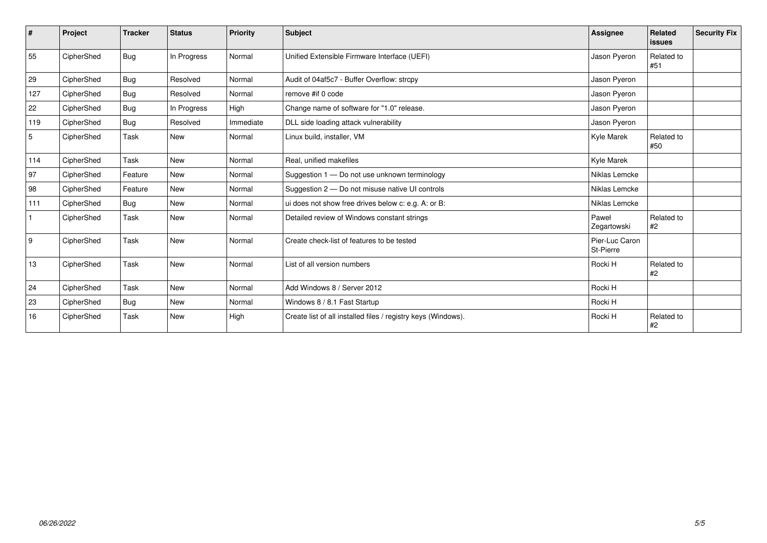| # | Project | Tracker | Status | Priority | Subject | Assignee | Related issues | Security Fix |
|---|---|---|---|---|---|---|---|---|
| 55 | CipherShed | Bug | In Progress | Normal | Unified Extensible Firmware Interface (UEFI) | Jason Pyeron | Related to #51 | |
| 29 | CipherShed | Bug | Resolved | Normal | Audit of 04af5c7 - Buffer Overflow: strcpy | Jason Pyeron | | |
| 127 | CipherShed | Bug | Resolved | Normal | remove #if 0 code | Jason Pyeron | | |
| 22 | CipherShed | Bug | In Progress | High | Change name of software for "1.0" release. | Jason Pyeron | | |
| 119 | CipherShed | Bug | Resolved | Immediate | DLL side loading attack vulnerability | Jason Pyeron | | |
| 5 | CipherShed | Task | New | Normal | Linux build, installer, VM | Kyle Marek | Related to #50 | |
| 114 | CipherShed | Task | New | Normal | Real, unified makefiles | Kyle Marek | | |
| 97 | CipherShed | Feature | New | Normal | Suggestion 1 — Do not use unknown terminology | Niklas Lemcke | | |
| 98 | CipherShed | Feature | New | Normal | Suggestion 2 — Do not misuse native UI controls | Niklas Lemcke | | |
| 111 | CipherShed | Bug | New | Normal | ui does not show free drives below c: e.g. A: or B: | Niklas Lemcke | | |
| 1 | CipherShed | Task | New | Normal | Detailed review of Windows constant strings | Paweł Zegartowski | Related to #2 | |
| 9 | CipherShed | Task | New | Normal | Create check-list of features to be tested | Pier-Luc Caron St-Pierre | | |
| 13 | CipherShed | Task | New | Normal | List of all version numbers | Rocki H | Related to #2 | |
| 24 | CipherShed | Task | New | Normal | Add Windows 8 / Server 2012 | Rocki H | | |
| 23 | CipherShed | Bug | New | Normal | Windows 8 / 8.1 Fast Startup | Rocki H | | |
| 16 | CipherShed | Task | New | High | Create list of all installed files / registry keys (Windows). | Rocki H | Related to #2 | |

*06/26/2022*